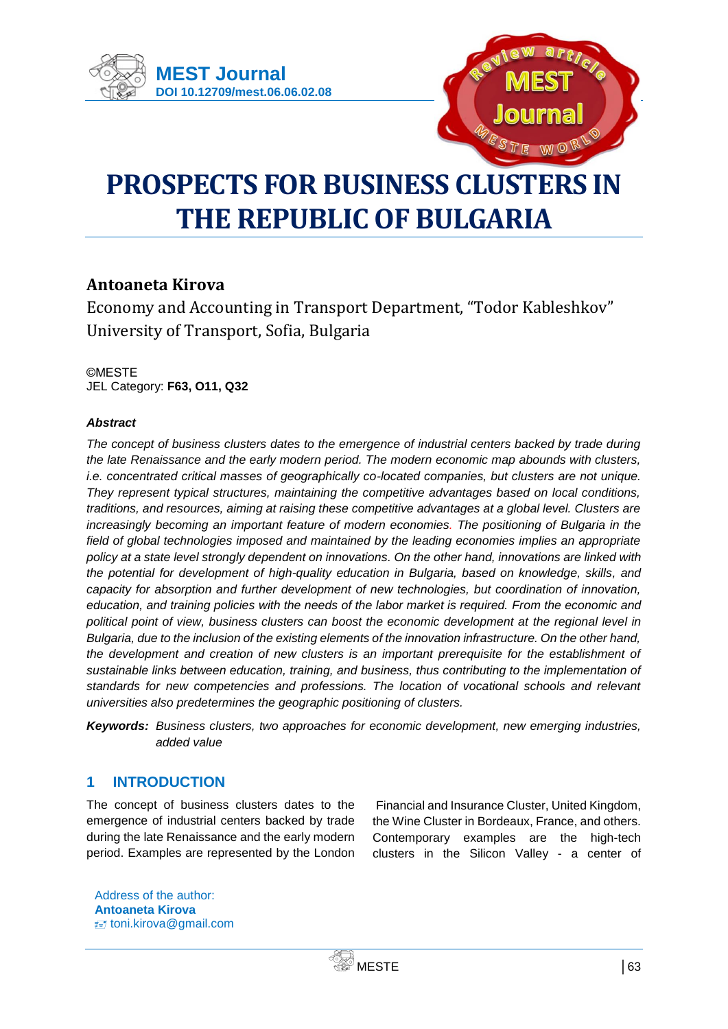MEST Journal

DOI 10.12709/mest.06.06.02.08

# PROSPECTS FOR BUSINESS CLUSTERS IN THE REPUBLIC OF BULGARIA

**Antoaneta Kirova**

Economy and Accounting in Transport Department, "Todor Kableshkov" University of Transport, Sofia, Bulgaria

©MESTE
JEL Category: **F63, O11, Q32**

***Abstract***

*The concept of business clusters dates to the emergence of industrial centers backed by trade during the late Renaissance and the early modern period. The modern economic map abounds with clusters, i.e. concentrated critical masses of geographically co-located companies, but clusters are not unique. They represent typical structures, maintaining the competitive advantages based on local conditions, traditions, and resources, aiming at raising these competitive advantages at a global level. Clusters are increasingly becoming an important feature of modern economies. The positioning of Bulgaria in the field of global technologies imposed and maintained by the leading economies implies an appropriate policy at a state level strongly dependent on innovations. On the other hand, innovations are linked with the potential for development of high-quality education in Bulgaria, based on knowledge, skills, and capacity for absorption and further development of new technologies, but coordination of innovation, education, and training policies with the needs of the labor market is required. From the economic and political point of view, business clusters can boost the economic development at the regional level in Bulgaria, due to the inclusion of the existing elements of the innovation infrastructure. On the other hand, the development and creation of new clusters is an important prerequisite for the establishment of sustainable links between education, training, and business, thus contributing to the implementation of standards for new competencies and professions. The location of vocational schools and relevant universities also predetermines the geographic positioning of clusters.*

***Keywords:*** *Business clusters, two approaches for economic development, new emerging industries, added value*

## 1 INTRODUCTION

The concept of business clusters dates to the emergence of industrial centers backed by trade during the late Renaissance and the early modern period. Examples are represented by the London Financial and Insurance Cluster, United Kingdom, the Wine Cluster in Bordeaux, France, and others. Contemporary examples are the high-tech clusters in the Silicon Valley - a center of

Address of the author:
**Antoaneta Kirova**
toni.kirova@gmail.com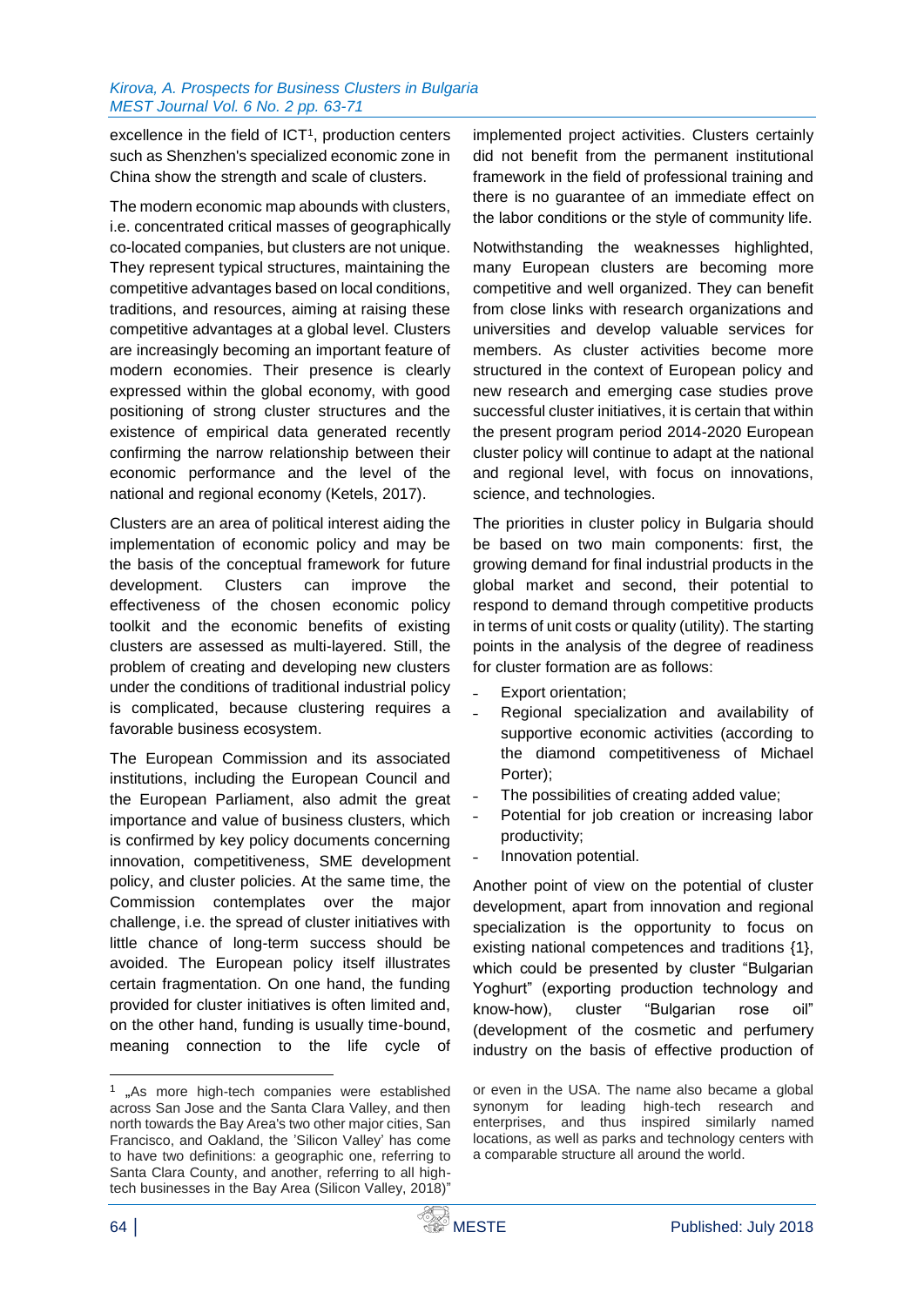excellence in the field of ICT[1], production centers such as Shenzhen's specialized economic zone in China show the strength and scale of clusters.

The modern economic map abounds with clusters, i.e. concentrated critical masses of geographically co-located companies, but clusters are not unique. They represent typical structures, maintaining the competitive advantages based on local conditions, traditions, and resources, aiming at raising these competitive advantages at a global level. Clusters are increasingly becoming an important feature of modern economies. Their presence is clearly expressed within the global economy, with good positioning of strong cluster structures and the existence of empirical data generated recently confirming the narrow relationship between their economic performance and the level of the national and regional economy (Ketels, 2017).

Clusters are an area of political interest aiding the implementation of economic policy and may be the basis of the conceptual framework for future development. Clusters can improve the effectiveness of the chosen economic policy toolkit and the economic benefits of existing clusters are assessed as multi-layered. Still, the problem of creating and developing new clusters under the conditions of traditional industrial policy is complicated, because clustering requires a favorable business ecosystem.

The European Commission and its associated institutions, including the European Council and the European Parliament, also admit the great importance and value of business clusters, which is confirmed by key policy documents concerning innovation, competitiveness, SME development policy, and cluster policies. At the same time, the Commission contemplates over the major challenge, i.e. the spread of cluster initiatives with little chance of long-term success should be avoided. The European policy itself illustrates certain fragmentation. On one hand, the funding provided for cluster initiatives is often limited and, on the other hand, funding is usually time-bound, meaning connection to the life cycle of implemented project activities. Clusters certainly did not benefit from the permanent institutional framework in the field of professional training and there is no guarantee of an immediate effect on the labor conditions or the style of community life.

Notwithstanding the weaknesses highlighted, many European clusters are becoming more competitive and well organized. They can benefit from close links with research organizations and universities and develop valuable services for members. As cluster activities become more structured in the context of European policy and new research and emerging case studies prove successful cluster initiatives, it is certain that within the present program period 2014-2020 European cluster policy will continue to adapt at the national and regional level, with focus on innovations, science, and technologies.

The priorities in cluster policy in Bulgaria should be based on two main components: first, the growing demand for final industrial products in the global market and second, their potential to respond to demand through competitive products in terms of unit costs or quality (utility). The starting points in the analysis of the degree of readiness for cluster formation are as follows:

- Export orientation;
- Regional specialization and availability of supportive economic activities (according to the diamond competitiveness of Michael Porter);
- The possibilities of creating added value;
- Potential for job creation or increasing labor productivity;
- Innovation potential.

Another point of view on the potential of cluster development, apart from innovation and regional specialization is the opportunity to focus on existing national competences and traditions {1}, which could be presented by cluster "Bulgarian Yoghurt" (exporting production technology and know-how), cluster "Bulgarian rose oil" (development of the cosmetic and perfumery industry on the basis of effective production of

---

[1] „As more high-tech companies were established across San Jose and the Santa Clara Valley, and then north towards the Bay Area's two other major cities, San Francisco, and Oakland, the 'Silicon Valley' has come to have two definitions: a geographic one, referring to Santa Clara County, and another, referring to all high-tech businesses in the Bay Area (Silicon Valley, 2018)" or even in the USA. The name also became a global synonym for leading high-tech research and enterprises, and thus inspired similarly named locations, as well as parks and technology centers with a comparable structure all around the world.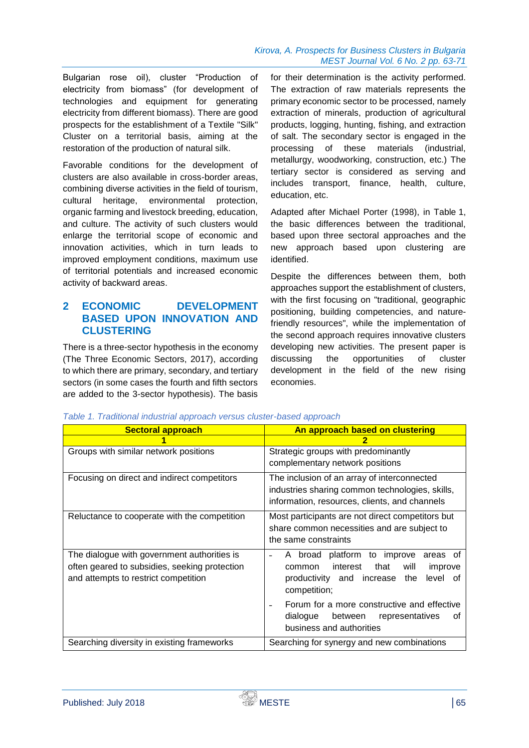Bulgarian rose oil), cluster "Production of electricity from biomass" (for development of technologies and equipment for generating electricity from different biomass). There are good prospects for the establishment of a Textile "Silk" Cluster on a territorial basis, aiming at the restoration of the production of natural silk.

Favorable conditions for the development of clusters are also available in cross-border areas, combining diverse activities in the field of tourism, cultural heritage, environmental protection, organic farming and livestock breeding, education, and culture. The activity of such clusters would enlarge the territorial scope of economic and innovation activities, which in turn leads to improved employment conditions, maximum use of territorial potentials and increased economic activity of backward areas.

## 2 ECONOMIC DEVELOPMENT BASED UPON INNOVATION AND CLUSTERING

There is a three-sector hypothesis in the economy (The Three Economic Sectors, 2017), according to which there are primary, secondary, and tertiary sectors (in some cases the fourth and fifth sectors are added to the 3-sector hypothesis). The basis for their determination is the activity performed. The extraction of raw materials represents the primary economic sector to be processed, namely extraction of minerals, production of agricultural products, logging, hunting, fishing, and extraction of salt. The secondary sector is engaged in the processing of these materials (industrial, metallurgy, woodworking, construction, etc.) The tertiary sector is considered as serving and includes transport, finance, health, culture, education, etc.

Adapted after Michael Porter (1998), in Table 1, the basic differences between the traditional, based upon three sectoral approaches and the new approach based upon clustering are identified.

Despite the differences between them, both approaches support the establishment of clusters, with the first focusing on "traditional, geographic positioning, building competencies, and nature-friendly resources", while the implementation of the second approach requires innovative clusters developing new activities. The present paper is discussing the opportunities of cluster development in the field of the new rising economies.

*Table 1. Traditional industrial approach versus cluster-based approach*

| **Sectoral approach** | **An approach based on clustering** |
|---|---|
| **1** | **2** |
| Groups with similar network positions | Strategic groups with predominantly complementary network positions |
| Focusing on direct and indirect competitors | The inclusion of an array of interconnected industries sharing common technologies, skills, information, resources, clients, and channels |
| Reluctance to cooperate with the competition | Most participants are not direct competitors but share common necessities and are subject to the same constraints |
| The dialogue with government authorities is often geared to subsidies, seeking protection and attempts to restrict competition | - A broad platform to improve areas of common interest that will improve productivity and increase the level of competition; - Forum for a more constructive and effective dialogue between representatives of business and authorities |
| Searching diversity in existing frameworks | Searching for synergy and new combinations |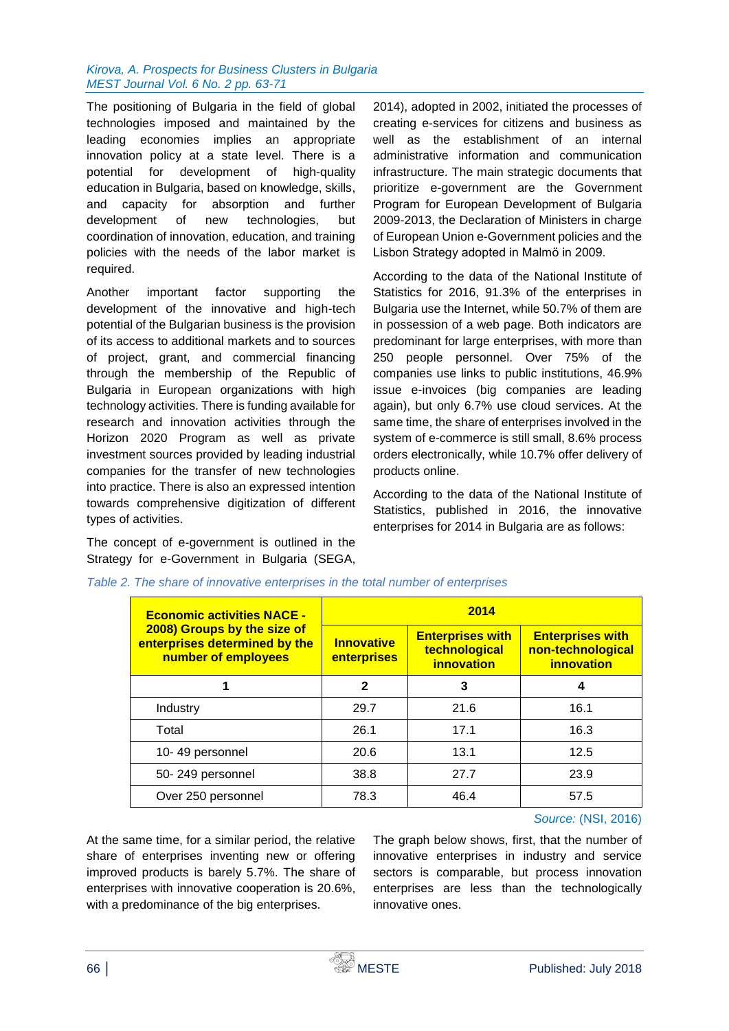The positioning of Bulgaria in the field of global technologies imposed and maintained by the leading economies implies an appropriate innovation policy at a state level. There is a potential for development of high-quality education in Bulgaria, based on knowledge, skills, and capacity for absorption and further development of new technologies, but coordination of innovation, education, and training policies with the needs of the labor market is required.

Another important factor supporting the development of the innovative and high-tech potential of the Bulgarian business is the provision of its access to additional markets and to sources of project, grant, and commercial financing through the membership of the Republic of Bulgaria in European organizations with high technology activities. There is funding available for research and innovation activities through the Horizon 2020 Program as well as private investment sources provided by leading industrial companies for the transfer of new technologies into practice. There is also an expressed intention towards comprehensive digitization of different types of activities.

The concept of e-government is outlined in the Strategy for e-Government in Bulgaria (SEGA, 2014), adopted in 2002, initiated the processes of creating e-services for citizens and business as well as the establishment of an internal administrative information and communication infrastructure. The main strategic documents that prioritize e-government are the Government Program for European Development of Bulgaria 2009-2013, the Declaration of Ministers in charge of European Union e-Government policies and the Lisbon Strategy adopted in Malmö in 2009.

According to the data of the National Institute of Statistics for 2016, 91.3% of the enterprises in Bulgaria use the Internet, while 50.7% of them are in possession of a web page. Both indicators are predominant for large enterprises, with more than 250 people personnel. Over 75% of the companies use links to public institutions, 46.9% issue e-invoices (big companies are leading again), but only 6.7% use cloud services. At the same time, the share of enterprises involved in the system of e-commerce is still small, 8.6% process orders electronically, while 10.7% offer delivery of products online.

According to the data of the National Institute of Statistics, published in 2016, the innovative enterprises for 2014 in Bulgaria are as follows:

*Table 2. The share of innovative enterprises in the total number of enterprises*

| Economic activities NACE - 2008) Groups by the size of enterprises determined by the number of employees | 2014 | | |
|---|---|---|---|
| | Innovative enterprises | Enterprises with technological innovation | Enterprises with non-technological innovation |
| 1 | 2 | 3 | 4 |
| Industry | 29.7 | 21.6 | 16.1 |
| Total | 26.1 | 17.1 | 16.3 |
| 10- 49 personnel | 20.6 | 13.1 | 12.5 |
| 50- 249 personnel | 38.8 | 27.7 | 23.9 |
| Over 250 personnel | 78.3 | 46.4 | 57.5 |

*Source:* (NSI, 2016)

At the same time, for a similar period, the relative share of enterprises inventing new or offering improved products is barely 5.7%. The share of enterprises with innovative cooperation is 20.6%, with a predominance of the big enterprises.

The graph below shows, first, that the number of innovative enterprises in industry and service sectors is comparable, but process innovation enterprises are less than the technologically innovative ones.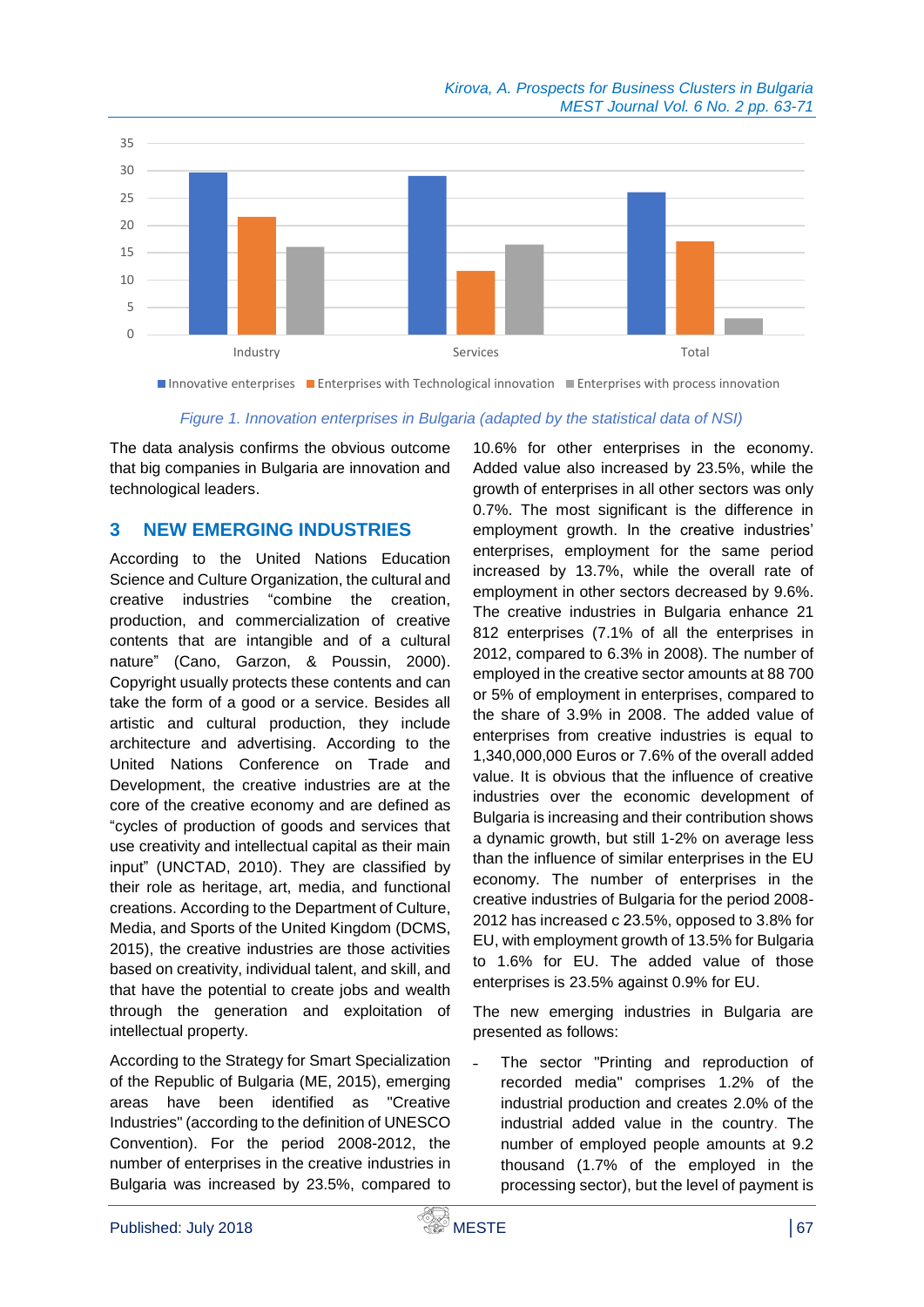Figure 1. Innovation enterprises in Bulgaria (adapted by the statistical data of NSI)

The data analysis confirms the obvious outcome that big companies in Bulgaria are innovation and technological leaders.

## 3 NEW EMERGING INDUSTRIES

According to the United Nations Education Science and Culture Organization, the cultural and creative industries "combine the creation, production, and commercialization of creative contents that are intangible and of a cultural nature" (Cano, Garzon, & Poussin, 2000). Copyright usually protects these contents and can take the form of a good or a service. Besides all artistic and cultural production, they include architecture and advertising. According to the United Nations Conference on Trade and Development, the creative industries are at the core of the creative economy and are defined as "cycles of production of goods and services that use creativity and intellectual capital as their main input" (UNCTAD, 2010). They are classified by their role as heritage, art, media, and functional creations. According to the Department of Culture, Media, and Sports of the United Kingdom (DCMS, 2015), the creative industries are those activities based on creativity, individual talent, and skill, and that have the potential to create jobs and wealth through the generation and exploitation of intellectual property.

According to the Strategy for Smart Specialization of the Republic of Bulgaria (ME, 2015), emerging areas have been identified as "Creative Industries" (according to the definition of UNESCO Convention). For the period 2008-2012, the number of enterprises in the creative industries in Bulgaria was increased by 23.5%, compared to 10.6% for other enterprises in the economy. Added value also increased by 23.5%, while the growth of enterprises in all other sectors was only 0.7%. The most significant is the difference in employment growth. In the creative industries' enterprises, employment for the same period increased by 13.7%, while the overall rate of employment in other sectors decreased by 9.6%. The creative industries in Bulgaria enhance 21 812 enterprises (7.1% of all the enterprises in 2012, compared to 6.3% in 2008). The number of employed in the creative sector amounts at 88 700 or 5% of employment in enterprises, compared to the share of 3.9% in 2008. The added value of enterprises from creative industries is equal to 1,340,000,000 Euros or 7.6% of the overall added value. It is obvious that the influence of creative industries over the economic development of Bulgaria is increasing and their contribution shows a dynamic growth, but still 1-2% on average less than the influence of similar enterprises in the EU economy. The number of enterprises in the creative industries of Bulgaria for the period 2008-2012 has increased c 23.5%, opposed to 3.8% for EU, with employment growth of 13.5% for Bulgaria to 1.6% for EU. The added value of those enterprises is 23.5% against 0.9% for EU.

The new emerging industries in Bulgaria are presented as follows:

- The sector "Printing and reproduction of recorded media" comprises 1.2% of the industrial production and creates 2.0% of the industrial added value in the country. The number of employed people amounts at 9.2 thousand (1.7% of the employed in the processing sector), but the level of payment is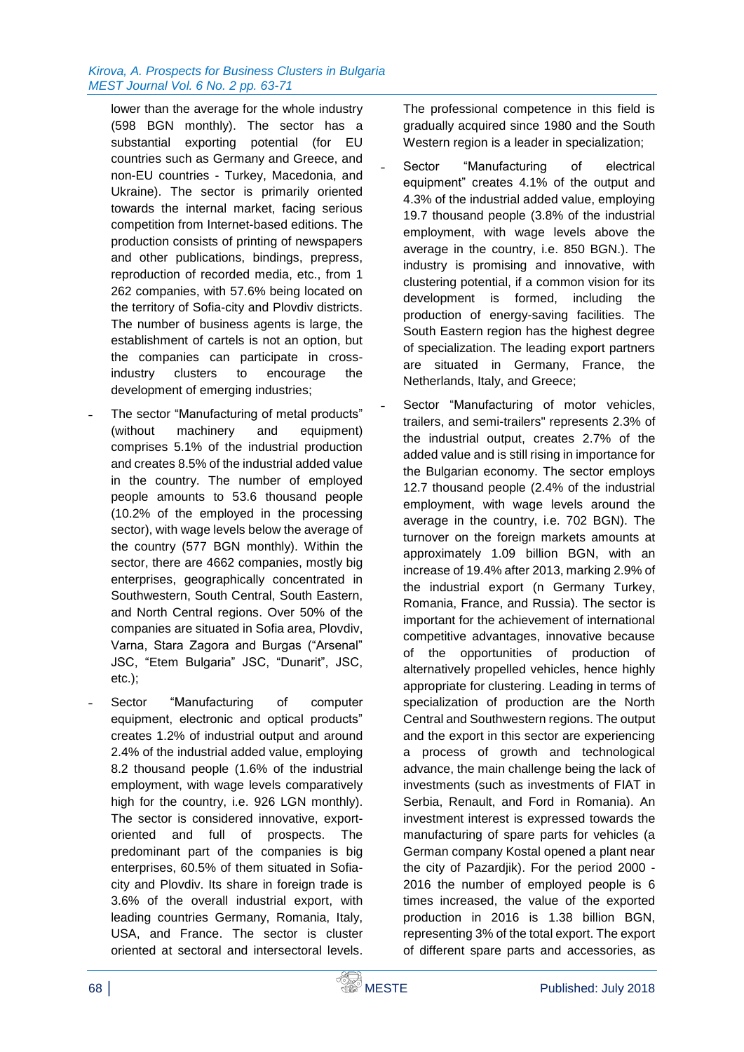lower than the average for the whole industry (598 BGN monthly). The sector has a substantial exporting potential (for EU countries such as Germany and Greece, and non-EU countries - Turkey, Macedonia, and Ukraine). The sector is primarily oriented towards the internal market, facing serious competition from Internet-based editions. The production consists of printing of newspapers and other publications, bindings, prepress, reproduction of recorded media, etc., from 1 262 companies, with 57.6% being located on the territory of Sofia-city and Plovdiv districts. The number of business agents is large, the establishment of cartels is not an option, but the companies can participate in cross-industry clusters to encourage the development of emerging industries;

- The sector "Manufacturing of metal products" (without machinery and equipment) comprises 5.1% of the industrial production and creates 8.5% of the industrial added value in the country. The number of employed people amounts to 53.6 thousand people (10.2% of the employed in the processing sector), with wage levels below the average of the country (577 BGN monthly). Within the sector, there are 4662 companies, mostly big enterprises, geographically concentrated in Southwestern, South Central, South Eastern, and North Central regions. Over 50% of the companies are situated in Sofia area, Plovdiv, Varna, Stara Zagora and Burgas ("Arsenal" JSC, "Etem Bulgaria" JSC, "Dunarit", JSC, etc.);
- Sector "Manufacturing of computer equipment, electronic and optical products" creates 1.2% of industrial output and around 2.4% of the industrial added value, employing 8.2 thousand people (1.6% of the industrial employment, with wage levels comparatively high for the country, i.e. 926 LGN monthly). The sector is considered innovative, export-oriented and full of prospects. The predominant part of the companies is big enterprises, 60.5% of them situated in Sofia-city and Plovdiv. Its share in foreign trade is 3.6% of the overall industrial export, with leading countries Germany, Romania, Italy, USA, and France. The sector is cluster oriented at sectoral and intersectoral levels. The professional competence in this field is gradually acquired since 1980 and the South Western region is a leader in specialization;
- Sector "Manufacturing of electrical equipment" creates 4.1% of the output and 4.3% of the industrial added value, employing 19.7 thousand people (3.8% of the industrial employment, with wage levels above the average in the country, i.e. 850 BGN.). The industry is promising and innovative, with clustering potential, if a common vision for its development is formed, including the production of energy-saving facilities. The South Eastern region has the highest degree of specialization. The leading export partners are situated in Germany, France, the Netherlands, Italy, and Greece;
- Sector "Manufacturing of motor vehicles, trailers, and semi-trailers" represents 2.3% of the industrial output, creates 2.7% of the added value and is still rising in importance for the Bulgarian economy. The sector employs 12.7 thousand people (2.4% of the industrial employment, with wage levels around the average in the country, i.e. 702 BGN). The turnover on the foreign markets amounts at approximately 1.09 billion BGN, with an increase of 19.4% after 2013, marking 2.9% of the industrial export (n Germany Turkey, Romania, France, and Russia). The sector is important for the achievement of international competitive advantages, innovative because of the opportunities of production of alternatively propelled vehicles, hence highly appropriate for clustering. Leading in terms of specialization of production are the North Central and Southwestern regions. The output and the export in this sector are experiencing a process of growth and technological advance, the main challenge being the lack of investments (such as investments of FIAT in Serbia, Renault, and Ford in Romania). An investment interest is expressed towards the manufacturing of spare parts for vehicles (a German company Kostal opened a plant near the city of Pazardjik). For the period 2000 - 2016 the number of employed people is 6 times increased, the value of the exported production in 2016 is 1.38 billion BGN, representing 3% of the total export. The export of different spare parts and accessories, as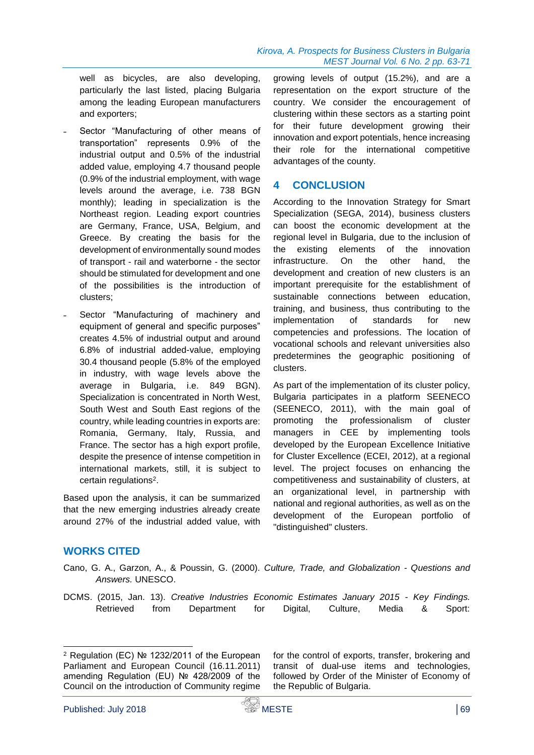well as bicycles, are also developing, particularly the last listed, placing Bulgaria among the leading European manufacturers and exporters;

- Sector "Manufacturing of other means of transportation" represents 0.9% of the industrial output and 0.5% of the industrial added value, employing 4.7 thousand people (0.9% of the industrial employment, with wage levels around the average, i.e. 738 BGN monthly); leading in specialization is the Northeast region. Leading export countries are Germany, France, USA, Belgium, and Greece. By creating the basis for the development of environmentally sound modes of transport - rail and waterborne - the sector should be stimulated for development and one of the possibilities is the introduction of clusters;
- Sector "Manufacturing of machinery and equipment of general and specific purposes" creates 4.5% of industrial output and around 6.8% of industrial added-value, employing 30.4 thousand people (5.8% of the employed in industry, with wage levels above the average in Bulgaria, i.e. 849 BGN). Specialization is concentrated in North West, South West and South East regions of the country, while leading countries in exports are: Romania, Germany, Italy, Russia, and France. The sector has a high export profile, despite the presence of intense competition in international markets, still, it is subject to certain regulations[2].

Based upon the analysis, it can be summarized that the new emerging industries already create around 27% of the industrial added value, with growing levels of output (15.2%), and are a representation on the export structure of the country. We consider the encouragement of clustering within these sectors as a starting point for their future development growing their innovation and export potentials, hence increasing their role for the international competitive advantages of the county.

## 4 CONCLUSION

According to the Innovation Strategy for Smart Specialization (SEGA, 2014), business clusters can boost the economic development at the regional level in Bulgaria, due to the inclusion of the existing elements of the innovation infrastructure. On the other hand, the development and creation of new clusters is an important prerequisite for the establishment of sustainable connections between education, training, and business, thus contributing to the implementation of standards for new competencies and professions. The location of vocational schools and relevant universities also predetermines the geographic positioning of clusters.

As part of the implementation of its cluster policy, Bulgaria participates in a platform SEENECO (SEENECO, 2011), with the main goal of promoting the professionalism of cluster managers in CEE by implementing tools developed by the European Excellence Initiative for Cluster Excellence (ECEI, 2012), at a regional level. The project focuses on enhancing the competitiveness and sustainability of clusters, at an organizational level, in partnership with national and regional authorities, as well as on the development of the European portfolio of "distinguished" clusters.

## WORKS CITED

Cano, G. A., Garzon, A., & Poussin, G. (2000). *Culture, Trade, and Globalization - Questions and Answers.* UNESCO.

DCMS. (2015, Jan. 13). *Creative Industries Economic Estimates January 2015 - Key Findings.* Retrieved from Department for Digital, Culture, Media & Sport:

---

[2] Regulation (EC) № 1232/2011 of the European Parliament and European Council (16.11.2011) amending Regulation (EU) № 428/2009 of the Council on the introduction of Community regime for the control of exports, transfer, brokering and transit of dual-use items and technologies, followed by Order of the Minister of Economy of the Republic of Bulgaria.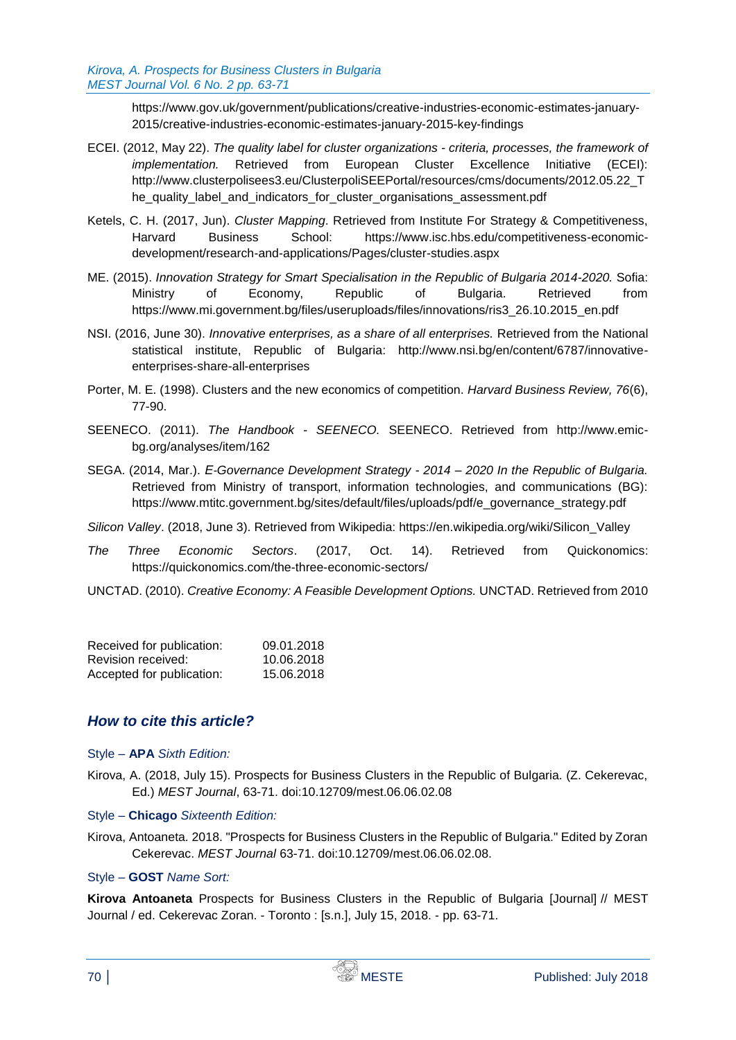https://www.gov.uk/government/publications/creative-industries-economic-estimates-january-2015/creative-industries-economic-estimates-january-2015-key-findings

ECEI. (2012, May 22). *The quality label for cluster organizations - criteria, processes, the framework of implementation.* Retrieved from European Cluster Excellence Initiative (ECEI): http://www.clusterpolisees3.eu/ClusterpoliSEEPortal/resources/cms/documents/2012.05.22_The_quality_label_and_indicators_for_cluster_organisations_assessment.pdf

Ketels, C. H. (2017, Jun). *Cluster Mapping*. Retrieved from Institute For Strategy & Competitiveness, Harvard Business School: https://www.isc.hbs.edu/competitiveness-economic-development/research-and-applications/Pages/cluster-studies.aspx

ME. (2015). *Innovation Strategy for Smart Specialisation in the Republic of Bulgaria 2014-2020.* Sofia: Ministry of Economy, Republic of Bulgaria. Retrieved from https://www.mi.government.bg/files/useruploads/files/innovations/ris3_26.10.2015_en.pdf

NSI. (2016, June 30). *Innovative enterprises, as a share of all enterprises.* Retrieved from the National statistical institute, Republic of Bulgaria: http://www.nsi.bg/en/content/6787/innovative-enterprises-share-all-enterprises

Porter, M. E. (1998). Clusters and the new economics of competition. *Harvard Business Review, 76*(6), 77-90.

SEENECO. (2011). *The Handbook - SEENECO.* SEENECO. Retrieved from http://www.emic-bg.org/analyses/item/162

SEGA. (2014, Mar.). *E-Governance Development Strategy - 2014 – 2020 In the Republic of Bulgaria.* Retrieved from Ministry of transport, information technologies, and communications (BG): https://www.mtitc.government.bg/sites/default/files/uploads/pdf/e_governance_strategy.pdf

*Silicon Valley*. (2018, June 3). Retrieved from Wikipedia: https://en.wikipedia.org/wiki/Silicon_Valley

*The Three Economic Sectors*. (2017, Oct. 14). Retrieved from Quickonomics: https://quickonomics.com/the-three-economic-sectors/

UNCTAD. (2010). *Creative Economy: A Feasible Development Options.* UNCTAD. Retrieved from 2010

| | |
|---|---|
| Received for publication: | 09.01.2018 |
| Revision received: | 10.06.2018 |
| Accepted for publication: | 15.06.2018 |

## *How to cite this article?*

Style – **APA** *Sixth Edition:*

Kirova, A. (2018, July 15). Prospects for Business Clusters in the Republic of Bulgaria. (Z. Cekerevac, Ed.) *MEST Journal*, 63-71. doi:10.12709/mest.06.06.02.08

Style – **Chicago** *Sixteenth Edition:*

Kirova, Antoaneta. 2018. "Prospects for Business Clusters in the Republic of Bulgaria." Edited by Zoran Cekerevac. *MEST Journal* 63-71. doi:10.12709/mest.06.06.02.08.

Style – **GOST** *Name Sort:*

**Kirova Antoaneta** Prospects for Business Clusters in the Republic of Bulgaria [Journal] // MEST Journal / ed. Cekerevac Zoran. - Toronto : [s.n.], July 15, 2018. - pp. 63-71.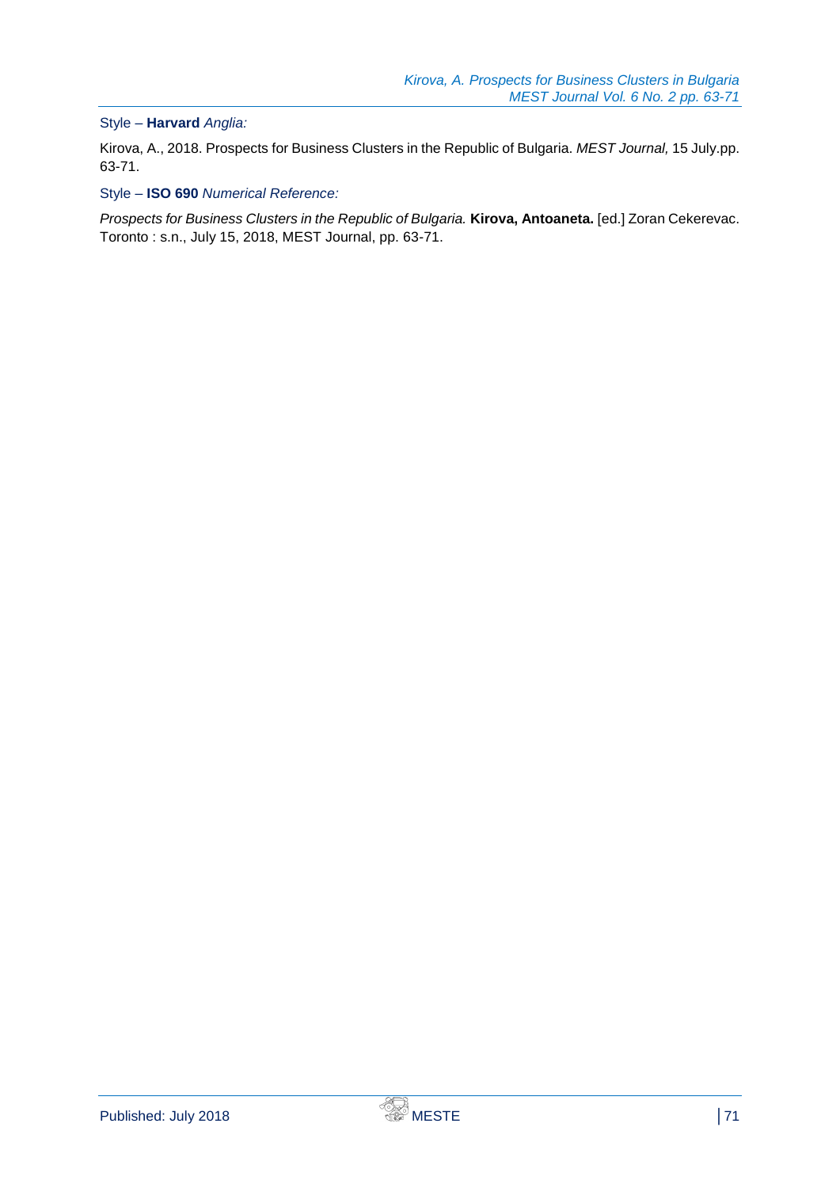Style – **Harvard** *Anglia:*

Kirova, A., 2018. Prospects for Business Clusters in the Republic of Bulgaria. *MEST Journal,* 15 July.pp. 63-71.

Style – **ISO 690** *Numerical Reference:*

*Prospects for Business Clusters in the Republic of Bulgaria.* **Kirova, Antoaneta.** [ed.] Zoran Cekerevac. Toronto : s.n., July 15, 2018, MEST Journal, pp. 63-71.